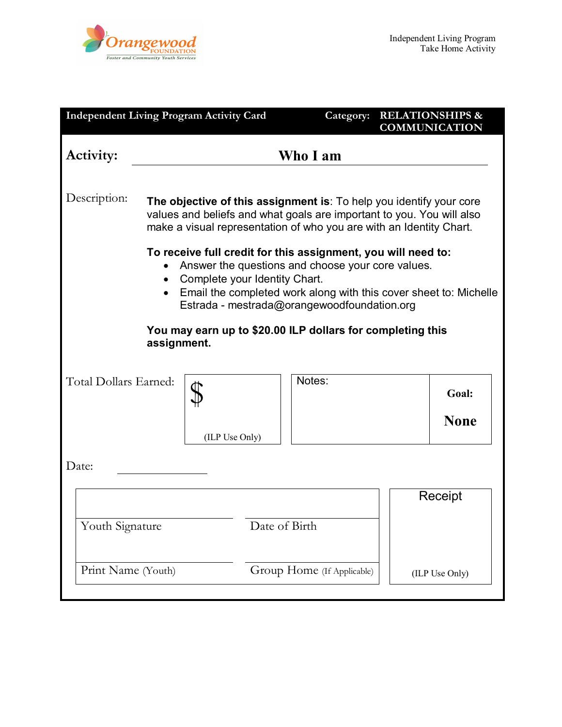Orangewood FOUNDATION
Foster and Community Youth Services

Independent Living Program
Take Home Activity

**Independent Living Program Activity Card** | **Category: RELATIONSHIPS & COMMUNICATION**

## Activity: Who I am

Description:

**The objective of this assignment is**: To help you identify your core values and beliefs and what goals are important to you. You will also make a visual representation of who you are with an Identity Chart.

**To receive full credit for this assignment, you will need to:**

- Answer the questions and choose your core values.
- Complete your Identity Chart.
- Email the completed work along with this cover sheet to: Michelle Estrada - mestrada@orangewoodfoundation.org

**You may earn up to $20.00 ILP dollars for completing this assignment.**

| | | | |
|---|---|---|---|
| Total Dollars Earned: | $ (ILP Use Only) | Notes: | **Goal: None** |

Date: ______________

| | | |
|---|---|---|
| Youth Signature | Date of Birth | Receipt |
| Print Name (Youth) | Group Home (If Applicable) | (ILP Use Only) |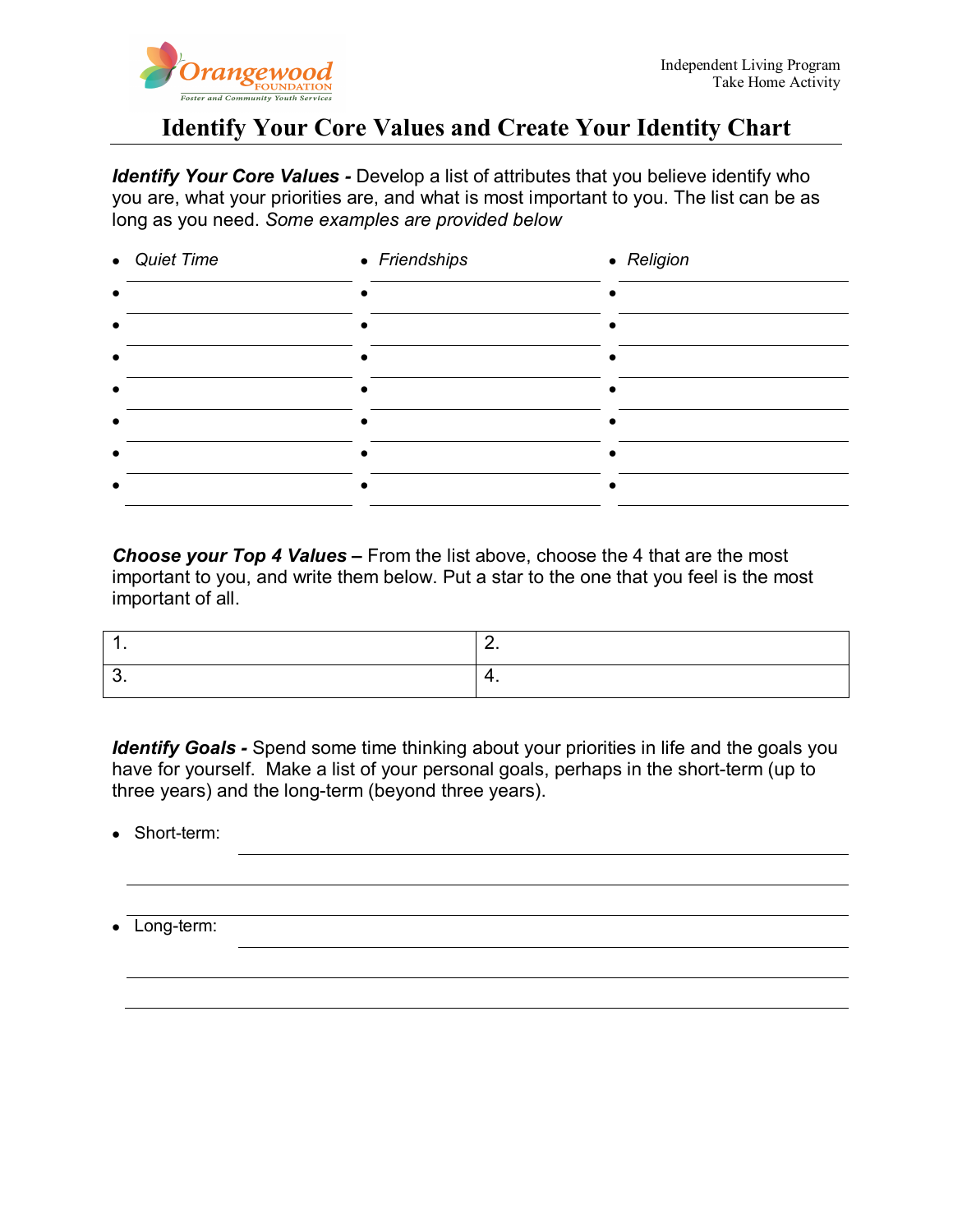Independent Living Program
Take Home Activity

# Identify Your Core Values and Create Your Identity Chart

***Identify Your Core Values -*** Develop a list of attributes that you believe identify who you are, what your priorities are, and what is most important to you. The list can be as long as you need. *Some examples are provided below*

- *Quiet Time*
- *Friendships*
- *Religion*

***Choose your Top 4 Values –*** From the list above, choose the 4 that are the most important to you, and write them below. Put a star to the one that you feel is the most important of all.

| | |
|---|---|
| 1. | 2. |
| 3. | 4. |

***Identify Goals -*** Spend some time thinking about your priorities in life and the goals you have for yourself. Make a list of your personal goals, perhaps in the short-term (up to three years) and the long-term (beyond three years).

- Short-term:
- Long-term: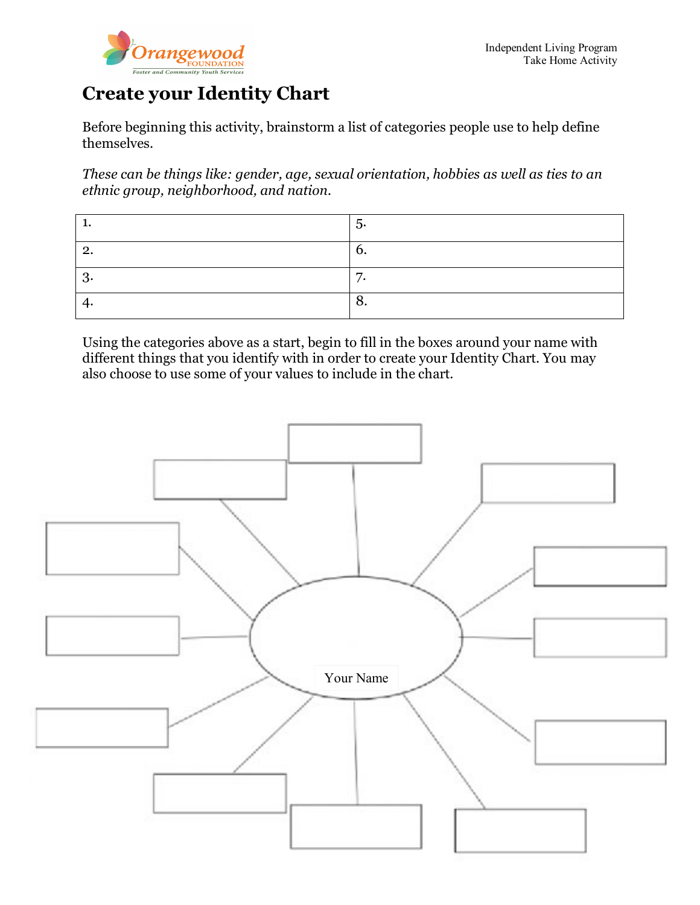# Create your Identity Chart

Before beginning this activity, brainstorm a list of categories people use to help define themselves.

*These can be things like: gender, age, sexual orientation, hobbies as well as ties to an ethnic group, neighborhood, and nation.*

| | |
|---|---|
| 1. | 5. |
| 2. | 6. |
| 3. | 7. |
| 4. | 8. |

Using the categories above as a start, begin to fill in the boxes around your name with different things that you identify with in order to create your Identity Chart. You may also choose to use some of your values to include in the chart.

Your Name